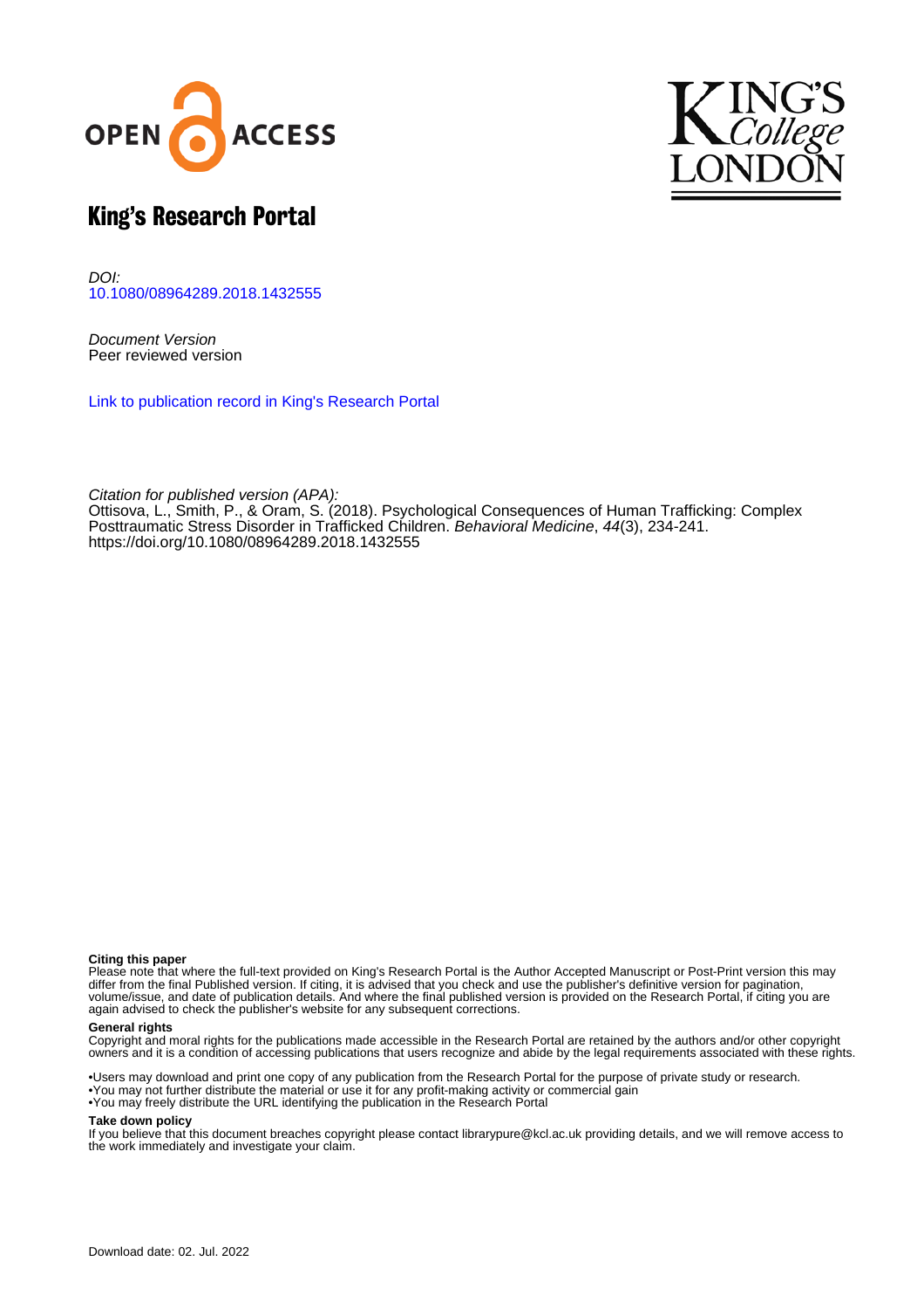# King's Research Portal

*DOI:*
10.1080/08964289.2018.1432555

*Document Version*
Peer reviewed version

Link to publication record in King's Research Portal

*Citation for published version (APA):*
Ottisova, L., Smith, P., & Oram, S. (2018). Psychological Consequences of Human Trafficking: Complex Posttraumatic Stress Disorder in Trafficked Children. *Behavioral Medicine*, *44*(3), 234-241. https://doi.org/10.1080/08964289.2018.1432555

**Citing this paper**
Please note that where the full-text provided on King's Research Portal is the Author Accepted Manuscript or Post-Print version this may differ from the final Published version. If citing, it is advised that you check and use the publisher's definitive version for pagination, volume/issue, and date of publication details. And where the final published version is provided on the Research Portal, if citing you are again advised to check the publisher's website for any subsequent corrections.

**General rights**
Copyright and moral rights for the publications made accessible in the Research Portal are retained by the authors and/or other copyright owners and it is a condition of accessing publications that users recognize and abide by the legal requirements associated with these rights.

•Users may download and print one copy of any publication from the Research Portal for the purpose of private study or research.
•You may not further distribute the material or use it for any profit-making activity or commercial gain
•You may freely distribute the URL identifying the publication in the Research Portal

**Take down policy**
If you believe that this document breaches copyright please contact librarypure@kcl.ac.uk providing details, and we will remove access to the work immediately and investigate your claim.

Download date: 02. Jul. 2022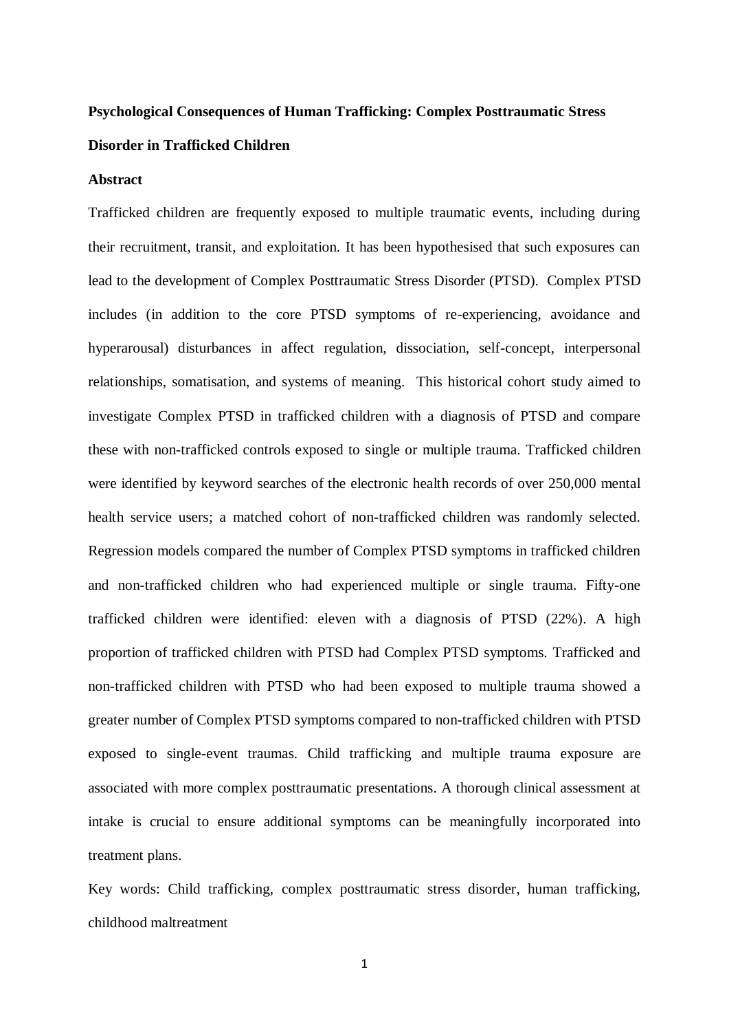**Psychological Consequences of Human Trafficking: Complex Posttraumatic Stress Disorder in Trafficked Children**

**Abstract**

Trafficked children are frequently exposed to multiple traumatic events, including during their recruitment, transit, and exploitation. It has been hypothesised that such exposures can lead to the development of Complex Posttraumatic Stress Disorder (PTSD). Complex PTSD includes (in addition to the core PTSD symptoms of re-experiencing, avoidance and hyperarousal) disturbances in affect regulation, dissociation, self-concept, interpersonal relationships, somatisation, and systems of meaning. This historical cohort study aimed to investigate Complex PTSD in trafficked children with a diagnosis of PTSD and compare these with non-trafficked controls exposed to single or multiple trauma. Trafficked children were identified by keyword searches of the electronic health records of over 250,000 mental health service users; a matched cohort of non-trafficked children was randomly selected. Regression models compared the number of Complex PTSD symptoms in trafficked children and non-trafficked children who had experienced multiple or single trauma. Fifty-one trafficked children were identified: eleven with a diagnosis of PTSD (22%). A high proportion of trafficked children with PTSD had Complex PTSD symptoms. Trafficked and non-trafficked children with PTSD who had been exposed to multiple trauma showed a greater number of Complex PTSD symptoms compared to non-trafficked children with PTSD exposed to single-event traumas. Child trafficking and multiple trauma exposure are associated with more complex posttraumatic presentations. A thorough clinical assessment at intake is crucial to ensure additional symptoms can be meaningfully incorporated into treatment plans.

Key words: Child trafficking, complex posttraumatic stress disorder, human trafficking, childhood maltreatment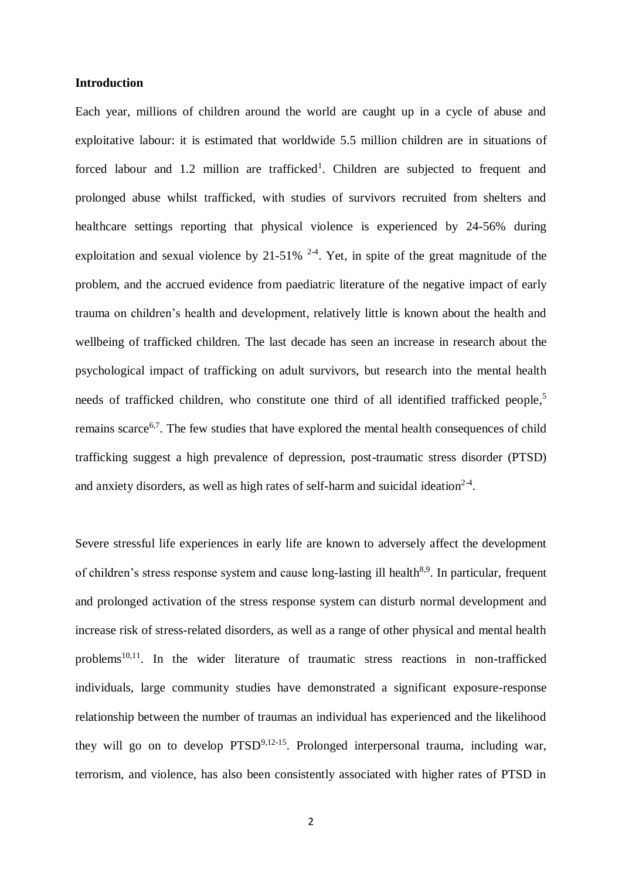**Introduction**

Each year, millions of children around the world are caught up in a cycle of abuse and exploitative labour: it is estimated that worldwide 5.5 million children are in situations of forced labour and 1.2 million are trafficked[1]. Children are subjected to frequent and prolonged abuse whilst trafficked, with studies of survivors recruited from shelters and healthcare settings reporting that physical violence is experienced by 24-56% during exploitation and sexual violence by 21-51% [2-4]. Yet, in spite of the great magnitude of the problem, and the accrued evidence from paediatric literature of the negative impact of early trauma on children's health and development, relatively little is known about the health and wellbeing of trafficked children. The last decade has seen an increase in research about the psychological impact of trafficking on adult survivors, but research into the mental health needs of trafficked children, who constitute one third of all identified trafficked people,[5] remains scarce[6,7]. The few studies that have explored the mental health consequences of child trafficking suggest a high prevalence of depression, post-traumatic stress disorder (PTSD) and anxiety disorders, as well as high rates of self-harm and suicidal ideation[2-4].

Severe stressful life experiences in early life are known to adversely affect the development of children's stress response system and cause long-lasting ill health[8,9]. In particular, frequent and prolonged activation of the stress response system can disturb normal development and increase risk of stress-related disorders, as well as a range of other physical and mental health problems[10,11]. In the wider literature of traumatic stress reactions in non-trafficked individuals, large community studies have demonstrated a significant exposure-response relationship between the number of traumas an individual has experienced and the likelihood they will go on to develop PTSD[9,12-15]. Prolonged interpersonal trauma, including war, terrorism, and violence, has also been consistently associated with higher rates of PTSD in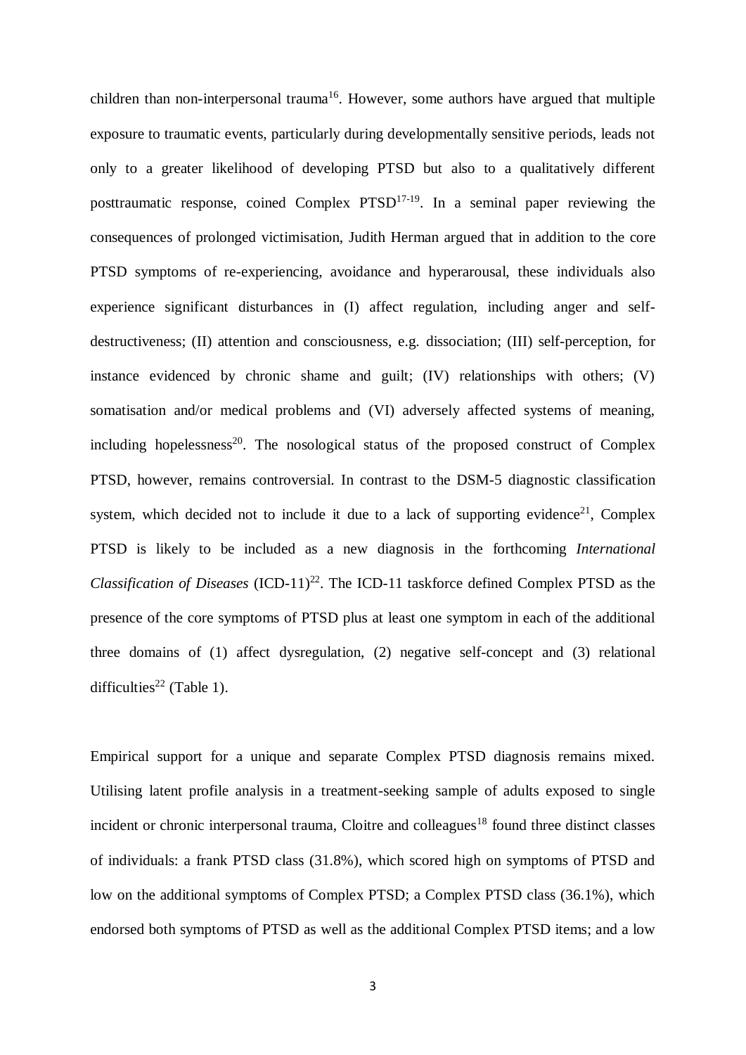children than non-interpersonal trauma[16]. However, some authors have argued that multiple exposure to traumatic events, particularly during developmentally sensitive periods, leads not only to a greater likelihood of developing PTSD but also to a qualitatively different posttraumatic response, coined Complex PTSD[17-19]. In a seminal paper reviewing the consequences of prolonged victimisation, Judith Herman argued that in addition to the core PTSD symptoms of re-experiencing, avoidance and hyperarousal, these individuals also experience significant disturbances in (I) affect regulation, including anger and self-destructiveness; (II) attention and consciousness, e.g. dissociation; (III) self-perception, for instance evidenced by chronic shame and guilt; (IV) relationships with others; (V) somatisation and/or medical problems and (VI) adversely affected systems of meaning, including hopelessness[20]. The nosological status of the proposed construct of Complex PTSD, however, remains controversial. In contrast to the DSM-5 diagnostic classification system, which decided not to include it due to a lack of supporting evidence[21], Complex PTSD is likely to be included as a new diagnosis in the forthcoming *International Classification of Diseases* (ICD-11)[22]. The ICD-11 taskforce defined Complex PTSD as the presence of the core symptoms of PTSD plus at least one symptom in each of the additional three domains of (1) affect dysregulation, (2) negative self-concept and (3) relational difficulties[22] (Table 1).

Empirical support for a unique and separate Complex PTSD diagnosis remains mixed. Utilising latent profile analysis in a treatment-seeking sample of adults exposed to single incident or chronic interpersonal trauma, Cloitre and colleagues[18] found three distinct classes of individuals: a frank PTSD class (31.8%), which scored high on symptoms of PTSD and low on the additional symptoms of Complex PTSD; a Complex PTSD class (36.1%), which endorsed both symptoms of PTSD as well as the additional Complex PTSD items; and a low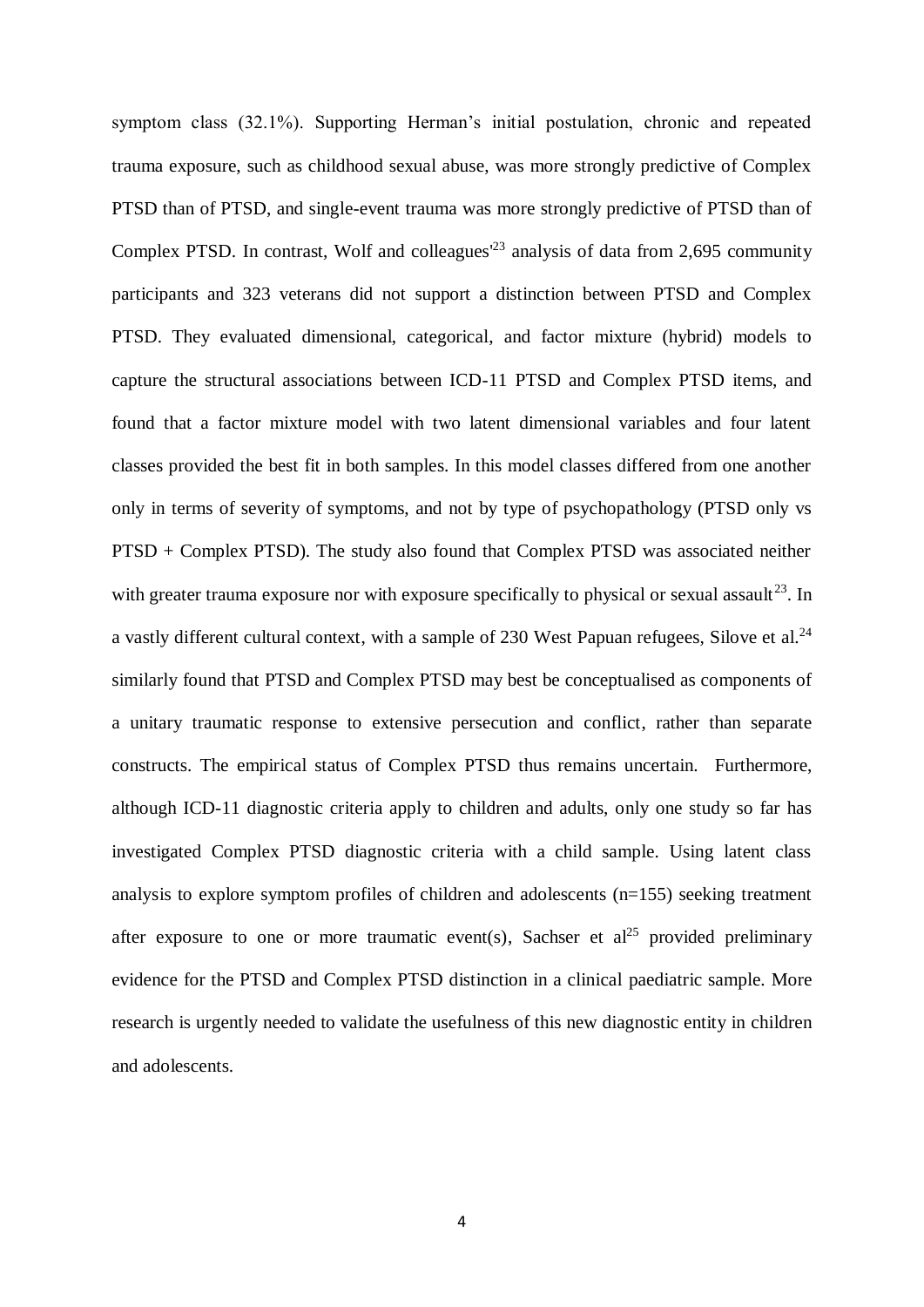symptom class (32.1%). Supporting Herman's initial postulation, chronic and repeated trauma exposure, such as childhood sexual abuse, was more strongly predictive of Complex PTSD than of PTSD, and single-event trauma was more strongly predictive of PTSD than of Complex PTSD. In contrast, Wolf and colleagues'[23] analysis of data from 2,695 community participants and 323 veterans did not support a distinction between PTSD and Complex PTSD. They evaluated dimensional, categorical, and factor mixture (hybrid) models to capture the structural associations between ICD-11 PTSD and Complex PTSD items, and found that a factor mixture model with two latent dimensional variables and four latent classes provided the best fit in both samples. In this model classes differed from one another only in terms of severity of symptoms, and not by type of psychopathology (PTSD only vs PTSD + Complex PTSD). The study also found that Complex PTSD was associated neither with greater trauma exposure nor with exposure specifically to physical or sexual assault[23]. In a vastly different cultural context, with a sample of 230 West Papuan refugees, Silove et al.[24] similarly found that PTSD and Complex PTSD may best be conceptualised as components of a unitary traumatic response to extensive persecution and conflict, rather than separate constructs. The empirical status of Complex PTSD thus remains uncertain. Furthermore, although ICD-11 diagnostic criteria apply to children and adults, only one study so far has investigated Complex PTSD diagnostic criteria with a child sample. Using latent class analysis to explore symptom profiles of children and adolescents (n=155) seeking treatment after exposure to one or more traumatic event(s), Sachser et al[25] provided preliminary evidence for the PTSD and Complex PTSD distinction in a clinical paediatric sample. More research is urgently needed to validate the usefulness of this new diagnostic entity in children and adolescents.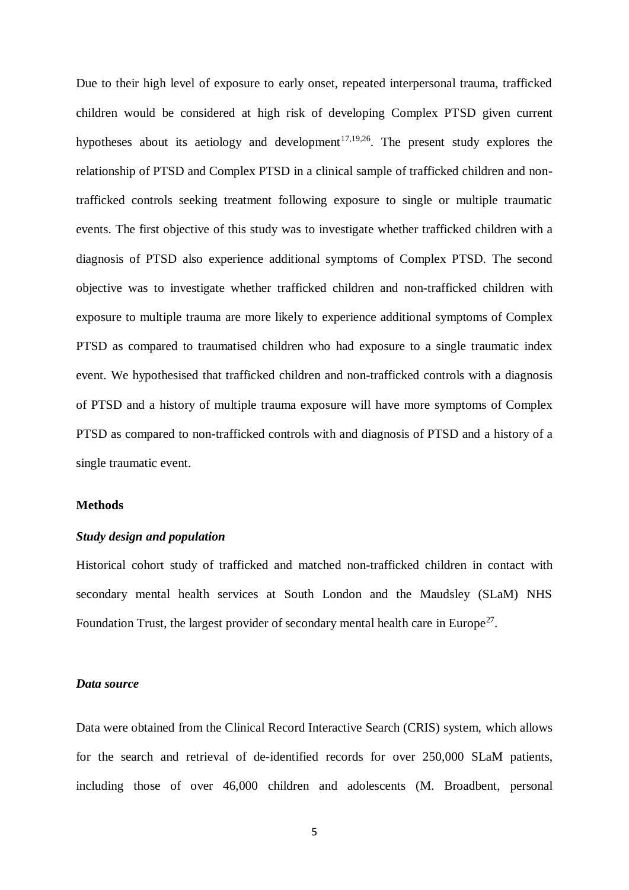Due to their high level of exposure to early onset, repeated interpersonal trauma, trafficked children would be considered at high risk of developing Complex PTSD given current hypotheses about its aetiology and development[17,19,26]. The present study explores the relationship of PTSD and Complex PTSD in a clinical sample of trafficked children and non-trafficked controls seeking treatment following exposure to single or multiple traumatic events. The first objective of this study was to investigate whether trafficked children with a diagnosis of PTSD also experience additional symptoms of Complex PTSD. The second objective was to investigate whether trafficked children and non-trafficked children with exposure to multiple trauma are more likely to experience additional symptoms of Complex PTSD as compared to traumatised children who had exposure to a single traumatic index event. We hypothesised that trafficked children and non-trafficked controls with a diagnosis of PTSD and a history of multiple trauma exposure will have more symptoms of Complex PTSD as compared to non-trafficked controls with and diagnosis of PTSD and a history of a single traumatic event.

## Methods

### *Study design and population*

Historical cohort study of trafficked and matched non-trafficked children in contact with secondary mental health services at South London and the Maudsley (SLaM) NHS Foundation Trust, the largest provider of secondary mental health care in Europe[27].

### *Data source*

Data were obtained from the Clinical Record Interactive Search (CRIS) system, which allows for the search and retrieval of de-identified records for over 250,000 SLaM patients, including those of over 46,000 children and adolescents (M. Broadbent, personal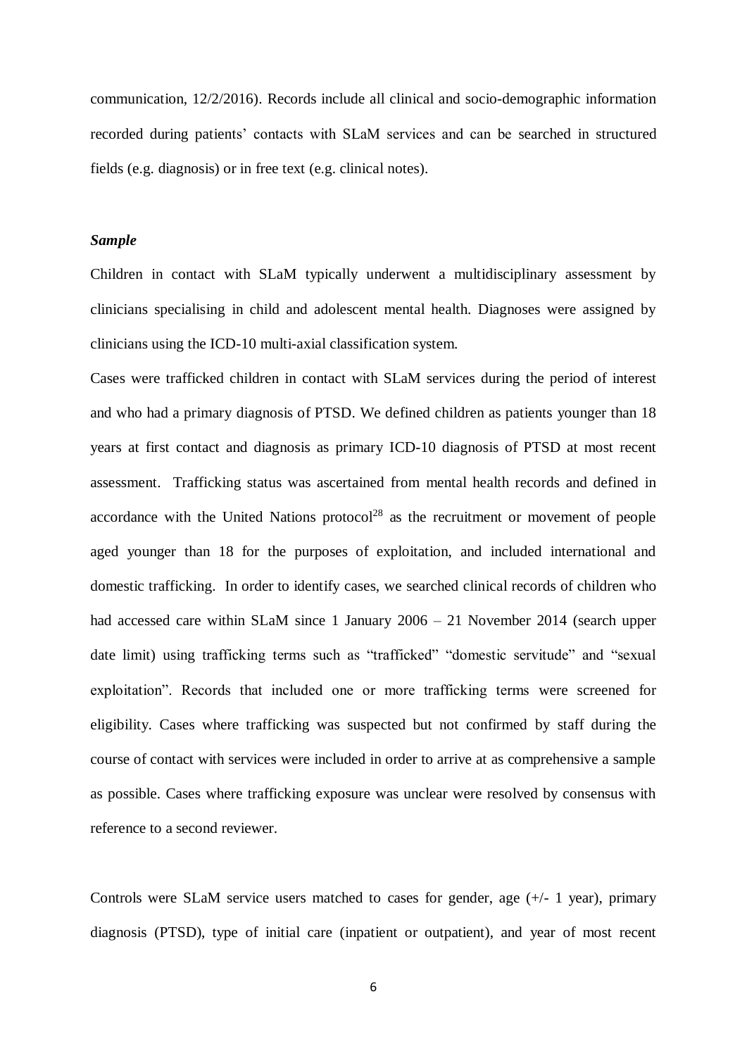communication, 12/2/2016). Records include all clinical and socio-demographic information recorded during patients' contacts with SLaM services and can be searched in structured fields (e.g. diagnosis) or in free text (e.g. clinical notes).

### *Sample*

Children in contact with SLaM typically underwent a multidisciplinary assessment by clinicians specialising in child and adolescent mental health. Diagnoses were assigned by clinicians using the ICD-10 multi-axial classification system.

Cases were trafficked children in contact with SLaM services during the period of interest and who had a primary diagnosis of PTSD. We defined children as patients younger than 18 years at first contact and diagnosis as primary ICD-10 diagnosis of PTSD at most recent assessment. Trafficking status was ascertained from mental health records and defined in accordance with the United Nations protocol[28] as the recruitment or movement of people aged younger than 18 for the purposes of exploitation, and included international and domestic trafficking. In order to identify cases, we searched clinical records of children who had accessed care within SLaM since 1 January 2006 – 21 November 2014 (search upper date limit) using trafficking terms such as "trafficked" "domestic servitude" and "sexual exploitation". Records that included one or more trafficking terms were screened for eligibility. Cases where trafficking was suspected but not confirmed by staff during the course of contact with services were included in order to arrive at as comprehensive a sample as possible. Cases where trafficking exposure was unclear were resolved by consensus with reference to a second reviewer.

Controls were SLaM service users matched to cases for gender, age (+/- 1 year), primary diagnosis (PTSD), type of initial care (inpatient or outpatient), and year of most recent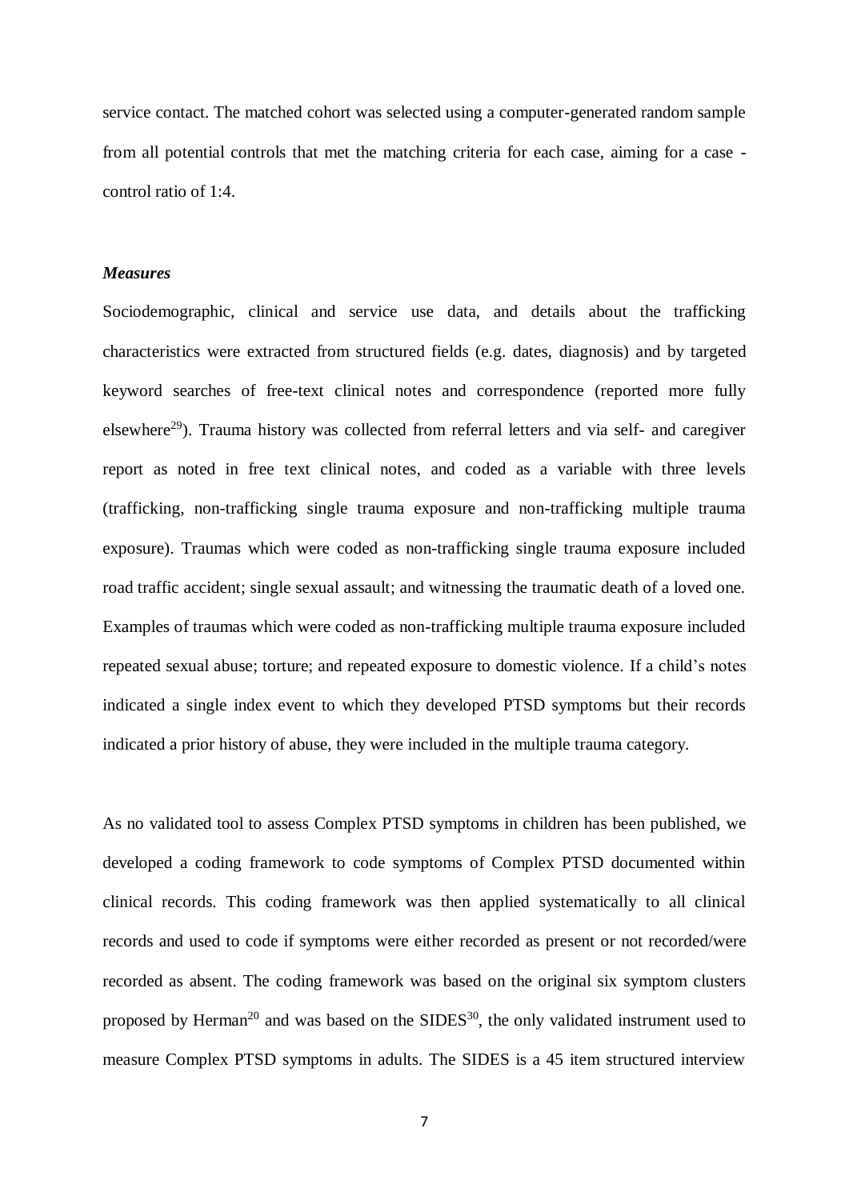service contact. The matched cohort was selected using a computer-generated random sample from all potential controls that met the matching criteria for each case, aiming for a case - control ratio of 1:4.

### *Measures*

Sociodemographic, clinical and service use data, and details about the trafficking characteristics were extracted from structured fields (e.g. dates, diagnosis) and by targeted keyword searches of free-text clinical notes and correspondence (reported more fully elsewhere[29]). Trauma history was collected from referral letters and via self- and caregiver report as noted in free text clinical notes, and coded as a variable with three levels (trafficking, non-trafficking single trauma exposure and non-trafficking multiple trauma exposure). Traumas which were coded as non-trafficking single trauma exposure included road traffic accident; single sexual assault; and witnessing the traumatic death of a loved one. Examples of traumas which were coded as non-trafficking multiple trauma exposure included repeated sexual abuse; torture; and repeated exposure to domestic violence. If a child's notes indicated a single index event to which they developed PTSD symptoms but their records indicated a prior history of abuse, they were included in the multiple trauma category.

As no validated tool to assess Complex PTSD symptoms in children has been published, we developed a coding framework to code symptoms of Complex PTSD documented within clinical records. This coding framework was then applied systematically to all clinical records and used to code if symptoms were either recorded as present or not recorded/were recorded as absent. The coding framework was based on the original six symptom clusters proposed by Herman[20] and was based on the SIDES[30], the only validated instrument used to measure Complex PTSD symptoms in adults. The SIDES is a 45 item structured interview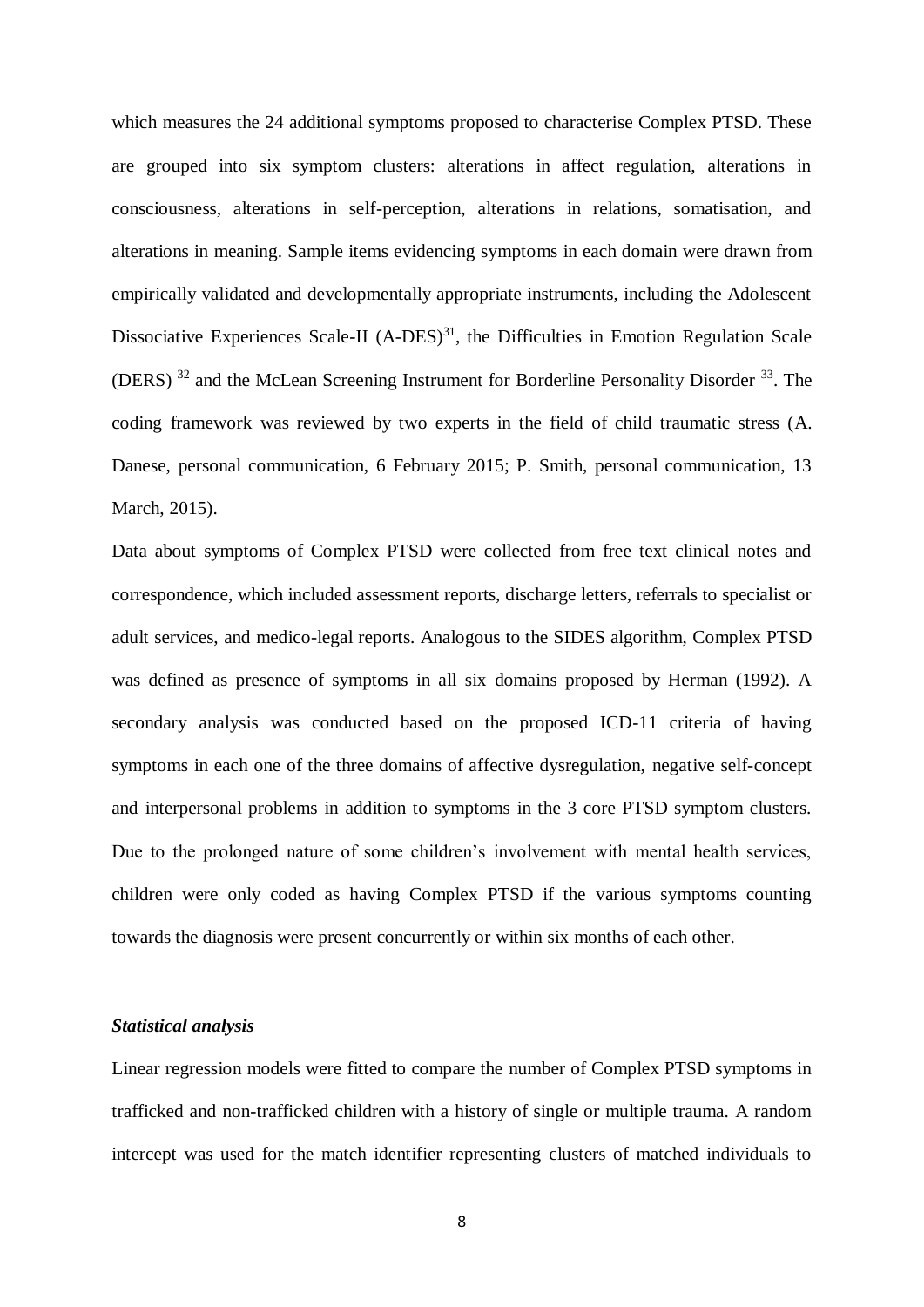which measures the 24 additional symptoms proposed to characterise Complex PTSD. These are grouped into six symptom clusters: alterations in affect regulation, alterations in consciousness, alterations in self-perception, alterations in relations, somatisation, and alterations in meaning. Sample items evidencing symptoms in each domain were drawn from empirically validated and developmentally appropriate instruments, including the Adolescent Dissociative Experiences Scale-II (A-DES)[31], the Difficulties in Emotion Regulation Scale (DERS) [32] and the McLean Screening Instrument for Borderline Personality Disorder [33]. The coding framework was reviewed by two experts in the field of child traumatic stress (A. Danese, personal communication, 6 February 2015; P. Smith, personal communication, 13 March, 2015).

Data about symptoms of Complex PTSD were collected from free text clinical notes and correspondence, which included assessment reports, discharge letters, referrals to specialist or adult services, and medico-legal reports. Analogous to the SIDES algorithm, Complex PTSD was defined as presence of symptoms in all six domains proposed by Herman (1992). A secondary analysis was conducted based on the proposed ICD-11 criteria of having symptoms in each one of the three domains of affective dysregulation, negative self-concept and interpersonal problems in addition to symptoms in the 3 core PTSD symptom clusters. Due to the prolonged nature of some children's involvement with mental health services, children were only coded as having Complex PTSD if the various symptoms counting towards the diagnosis were present concurrently or within six months of each other.

***Statistical analysis***

Linear regression models were fitted to compare the number of Complex PTSD symptoms in trafficked and non-trafficked children with a history of single or multiple trauma. A random intercept was used for the match identifier representing clusters of matched individuals to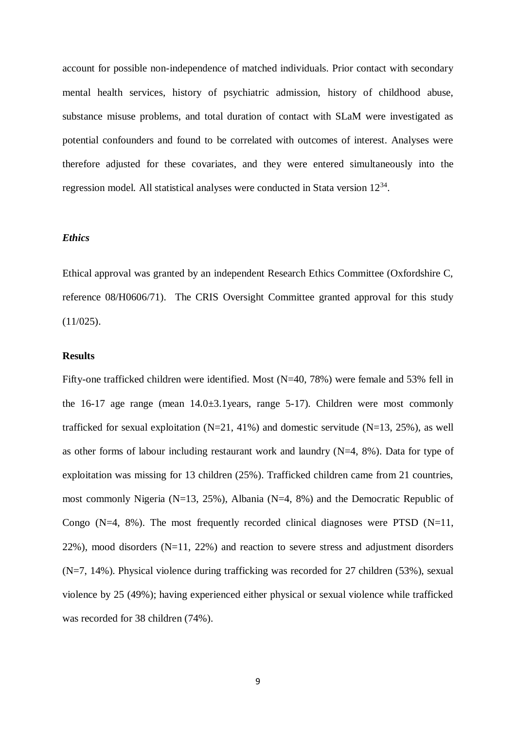account for possible non-independence of matched individuals. Prior contact with secondary mental health services, history of psychiatric admission, history of childhood abuse, substance misuse problems, and total duration of contact with SLaM were investigated as potential confounders and found to be correlated with outcomes of interest. Analyses were therefore adjusted for these covariates, and they were entered simultaneously into the regression model. All statistical analyses were conducted in Stata version 12[34].

### *Ethics*

Ethical approval was granted by an independent Research Ethics Committee (Oxfordshire C, reference 08/H0606/71). The CRIS Oversight Committee granted approval for this study (11/025).

## Results

Fifty-one trafficked children were identified. Most (N=40, 78%) were female and 53% fell in the 16-17 age range (mean 14.0±3.1years, range 5-17). Children were most commonly trafficked for sexual exploitation (N=21, 41%) and domestic servitude (N=13, 25%), as well as other forms of labour including restaurant work and laundry (N=4, 8%). Data for type of exploitation was missing for 13 children (25%). Trafficked children came from 21 countries, most commonly Nigeria (N=13, 25%), Albania (N=4, 8%) and the Democratic Republic of Congo (N=4, 8%). The most frequently recorded clinical diagnoses were PTSD (N=11, 22%), mood disorders (N=11, 22%) and reaction to severe stress and adjustment disorders (N=7, 14%). Physical violence during trafficking was recorded for 27 children (53%), sexual violence by 25 (49%); having experienced either physical or sexual violence while trafficked was recorded for 38 children (74%).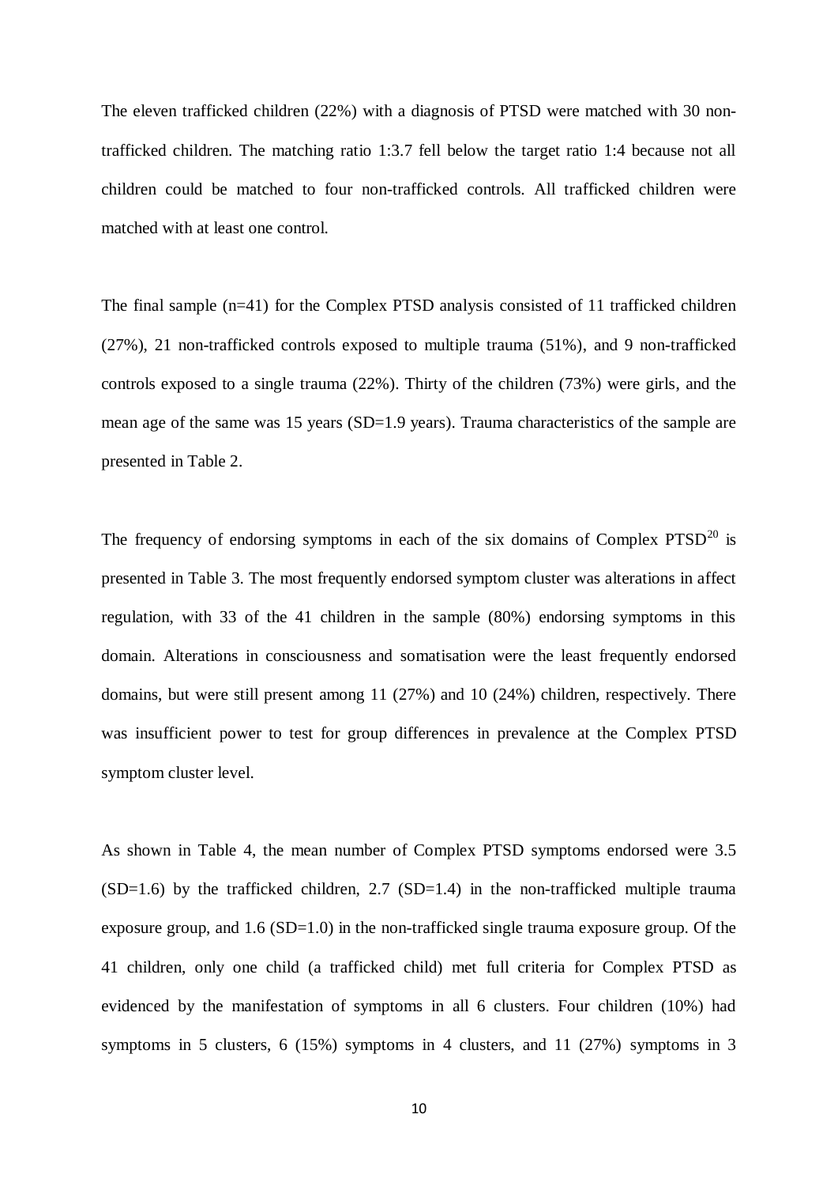The eleven trafficked children (22%) with a diagnosis of PTSD were matched with 30 non-trafficked children. The matching ratio 1:3.7 fell below the target ratio 1:4 because not all children could be matched to four non-trafficked controls. All trafficked children were matched with at least one control.

The final sample (n=41) for the Complex PTSD analysis consisted of 11 trafficked children (27%), 21 non-trafficked controls exposed to multiple trauma (51%), and 9 non-trafficked controls exposed to a single trauma (22%). Thirty of the children (73%) were girls, and the mean age of the same was 15 years (SD=1.9 years). Trauma characteristics of the sample are presented in Table 2.

The frequency of endorsing symptoms in each of the six domains of Complex PTSD[20] is presented in Table 3. The most frequently endorsed symptom cluster was alterations in affect regulation, with 33 of the 41 children in the sample (80%) endorsing symptoms in this domain. Alterations in consciousness and somatisation were the least frequently endorsed domains, but were still present among 11 (27%) and 10 (24%) children, respectively. There was insufficient power to test for group differences in prevalence at the Complex PTSD symptom cluster level.

As shown in Table 4, the mean number of Complex PTSD symptoms endorsed were 3.5 (SD=1.6) by the trafficked children, 2.7 (SD=1.4) in the non-trafficked multiple trauma exposure group, and 1.6 (SD=1.0) in the non-trafficked single trauma exposure group. Of the 41 children, only one child (a trafficked child) met full criteria for Complex PTSD as evidenced by the manifestation of symptoms in all 6 clusters. Four children (10%) had symptoms in 5 clusters, 6 (15%) symptoms in 4 clusters, and 11 (27%) symptoms in 3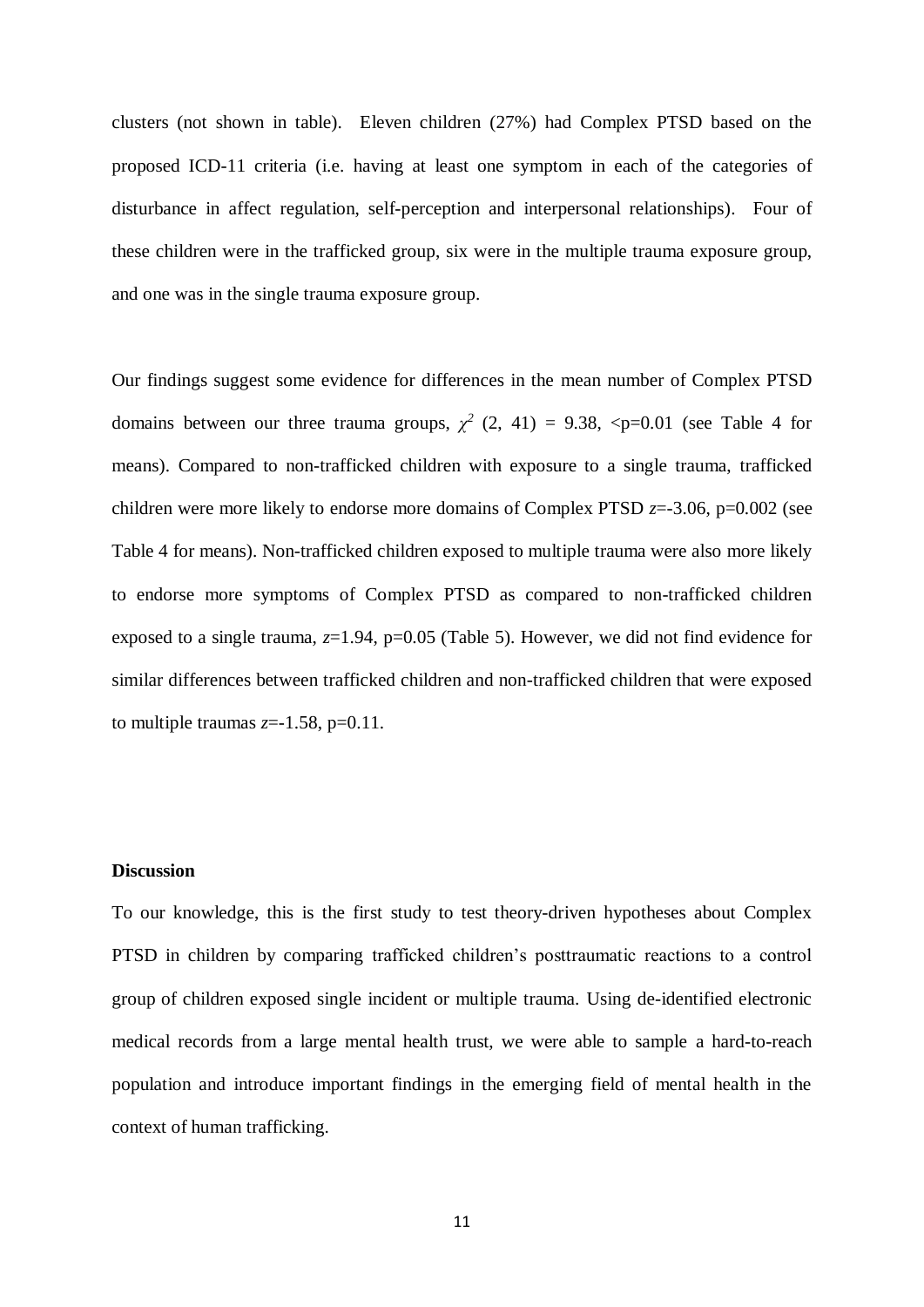clusters (not shown in table). Eleven children (27%) had Complex PTSD based on the proposed ICD-11 criteria (i.e. having at least one symptom in each of the categories of disturbance in affect regulation, self-perception and interpersonal relationships). Four of these children were in the trafficked group, six were in the multiple trauma exposure group, and one was in the single trauma exposure group.

Our findings suggest some evidence for differences in the mean number of Complex PTSD domains between our three trauma groups, $\chi^2$ (2, 41) = 9.38, <p=0.01 (see Table 4 for means). Compared to non-trafficked children with exposure to a single trauma, trafficked children were more likely to endorse more domains of Complex PTSD $z$=-3.06, p=0.002 (see Table 4 for means). Non-trafficked children exposed to multiple trauma were also more likely to endorse more symptoms of Complex PTSD as compared to non-trafficked children exposed to a single trauma, $z$=1.94, p=0.05 (Table 5). However, we did not find evidence for similar differences between trafficked children and non-trafficked children that were exposed to multiple traumas $z$=-1.58, p=0.11.

**Discussion**

To our knowledge, this is the first study to test theory-driven hypotheses about Complex PTSD in children by comparing trafficked children's posttraumatic reactions to a control group of children exposed single incident or multiple trauma. Using de-identified electronic medical records from a large mental health trust, we were able to sample a hard-to-reach population and introduce important findings in the emerging field of mental health in the context of human trafficking.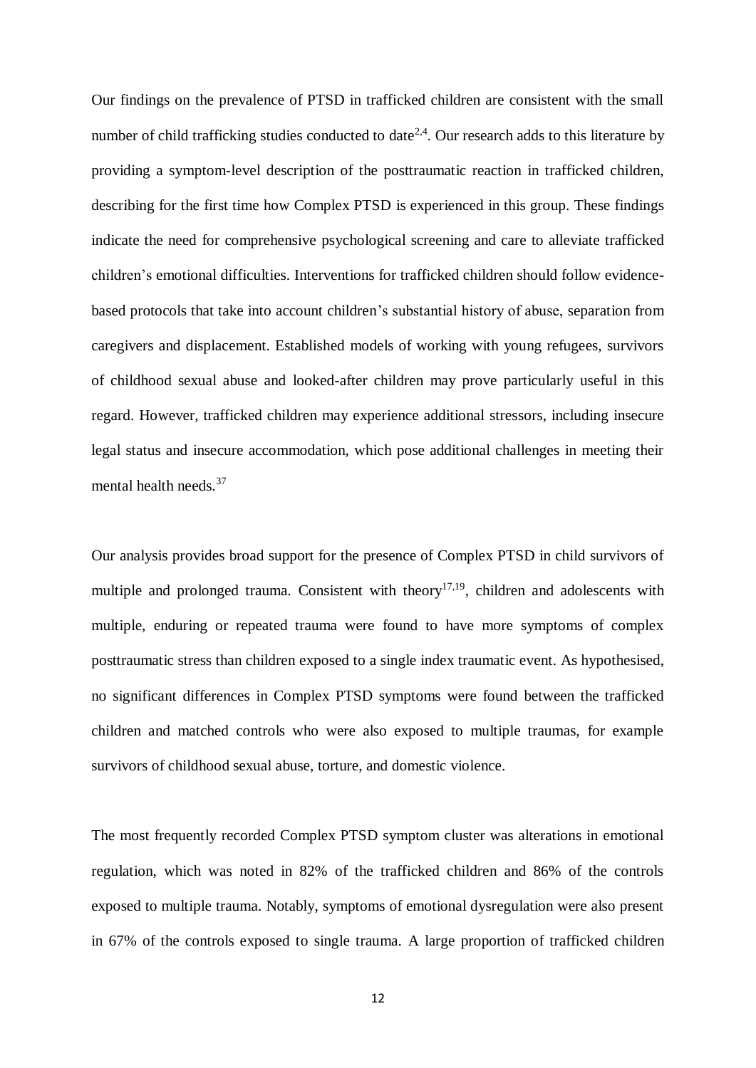Our findings on the prevalence of PTSD in trafficked children are consistent with the small number of child trafficking studies conducted to date[2,4]. Our research adds to this literature by providing a symptom-level description of the posttraumatic reaction in trafficked children, describing for the first time how Complex PTSD is experienced in this group. These findings indicate the need for comprehensive psychological screening and care to alleviate trafficked children's emotional difficulties. Interventions for trafficked children should follow evidence-based protocols that take into account children's substantial history of abuse, separation from caregivers and displacement. Established models of working with young refugees, survivors of childhood sexual abuse and looked-after children may prove particularly useful in this regard. However, trafficked children may experience additional stressors, including insecure legal status and insecure accommodation, which pose additional challenges in meeting their mental health needs.[37]

Our analysis provides broad support for the presence of Complex PTSD in child survivors of multiple and prolonged trauma. Consistent with theory[17,19], children and adolescents with multiple, enduring or repeated trauma were found to have more symptoms of complex posttraumatic stress than children exposed to a single index traumatic event. As hypothesised, no significant differences in Complex PTSD symptoms were found between the trafficked children and matched controls who were also exposed to multiple traumas, for example survivors of childhood sexual abuse, torture, and domestic violence.

The most frequently recorded Complex PTSD symptom cluster was alterations in emotional regulation, which was noted in 82% of the trafficked children and 86% of the controls exposed to multiple trauma. Notably, symptoms of emotional dysregulation were also present in 67% of the controls exposed to single trauma. A large proportion of trafficked children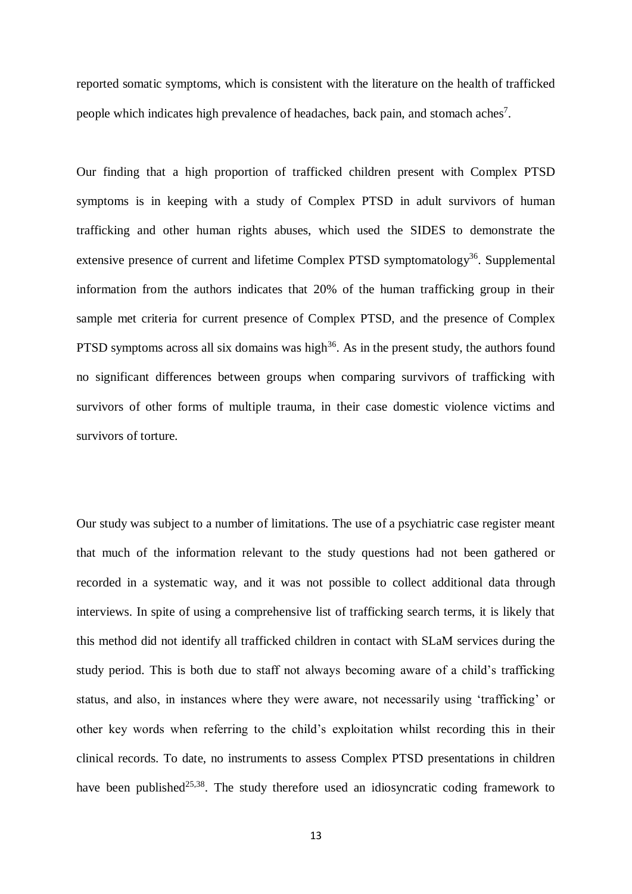reported somatic symptoms, which is consistent with the literature on the health of trafficked people which indicates high prevalence of headaches, back pain, and stomach aches[7].

Our finding that a high proportion of trafficked children present with Complex PTSD symptoms is in keeping with a study of Complex PTSD in adult survivors of human trafficking and other human rights abuses, which used the SIDES to demonstrate the extensive presence of current and lifetime Complex PTSD symptomatology[36]. Supplemental information from the authors indicates that 20% of the human trafficking group in their sample met criteria for current presence of Complex PTSD, and the presence of Complex PTSD symptoms across all six domains was high[36]. As in the present study, the authors found no significant differences between groups when comparing survivors of trafficking with survivors of other forms of multiple trauma, in their case domestic violence victims and survivors of torture.

Our study was subject to a number of limitations. The use of a psychiatric case register meant that much of the information relevant to the study questions had not been gathered or recorded in a systematic way, and it was not possible to collect additional data through interviews. In spite of using a comprehensive list of trafficking search terms, it is likely that this method did not identify all trafficked children in contact with SLaM services during the study period. This is both due to staff not always becoming aware of a child's trafficking status, and also, in instances where they were aware, not necessarily using 'trafficking' or other key words when referring to the child's exploitation whilst recording this in their clinical records. To date, no instruments to assess Complex PTSD presentations in children have been published[25,38]. The study therefore used an idiosyncratic coding framework to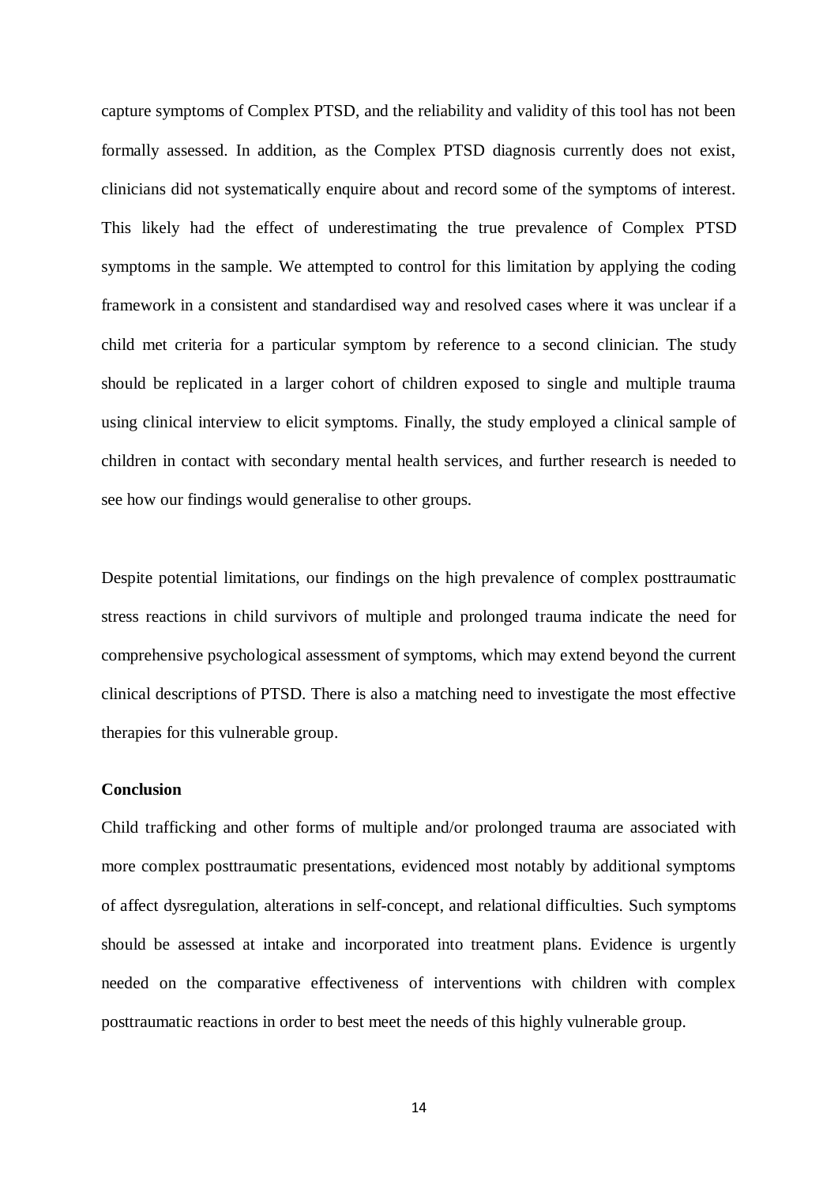capture symptoms of Complex PTSD, and the reliability and validity of this tool has not been formally assessed. In addition, as the Complex PTSD diagnosis currently does not exist, clinicians did not systematically enquire about and record some of the symptoms of interest. This likely had the effect of underestimating the true prevalence of Complex PTSD symptoms in the sample. We attempted to control for this limitation by applying the coding framework in a consistent and standardised way and resolved cases where it was unclear if a child met criteria for a particular symptom by reference to a second clinician. The study should be replicated in a larger cohort of children exposed to single and multiple trauma using clinical interview to elicit symptoms. Finally, the study employed a clinical sample of children in contact with secondary mental health services, and further research is needed to see how our findings would generalise to other groups.

Despite potential limitations, our findings on the high prevalence of complex posttraumatic stress reactions in child survivors of multiple and prolonged trauma indicate the need for comprehensive psychological assessment of symptoms, which may extend beyond the current clinical descriptions of PTSD. There is also a matching need to investigate the most effective therapies for this vulnerable group.

**Conclusion**

Child trafficking and other forms of multiple and/or prolonged trauma are associated with more complex posttraumatic presentations, evidenced most notably by additional symptoms of affect dysregulation, alterations in self-concept, and relational difficulties. Such symptoms should be assessed at intake and incorporated into treatment plans. Evidence is urgently needed on the comparative effectiveness of interventions with children with complex posttraumatic reactions in order to best meet the needs of this highly vulnerable group.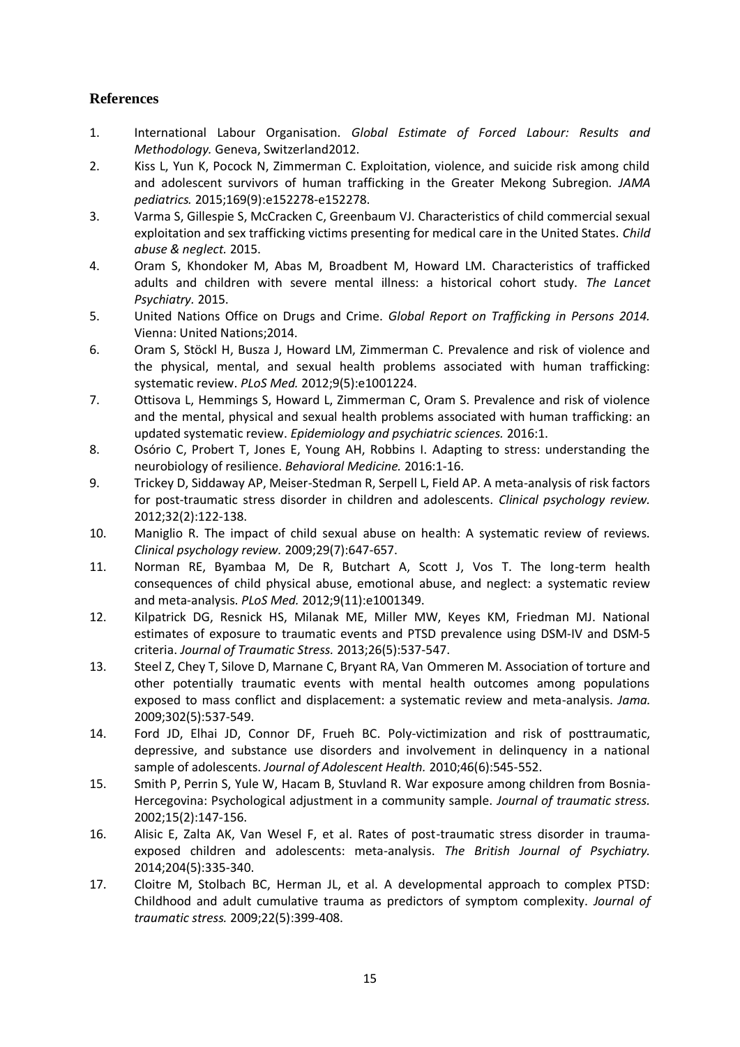## References

1. International Labour Organisation. *Global Estimate of Forced Labour: Results and Methodology.* Geneva, Switzerland2012.
2. Kiss L, Yun K, Pocock N, Zimmerman C. Exploitation, violence, and suicide risk among child and adolescent survivors of human trafficking in the Greater Mekong Subregion. *JAMA pediatrics.* 2015;169(9):e152278-e152278.
3. Varma S, Gillespie S, McCracken C, Greenbaum VJ. Characteristics of child commercial sexual exploitation and sex trafficking victims presenting for medical care in the United States. *Child abuse & neglect.* 2015.
4. Oram S, Khondoker M, Abas M, Broadbent M, Howard LM. Characteristics of trafficked adults and children with severe mental illness: a historical cohort study. *The Lancet Psychiatry.* 2015.
5. United Nations Office on Drugs and Crime. *Global Report on Trafficking in Persons 2014.* Vienna: United Nations;2014.
6. Oram S, Stöckl H, Busza J, Howard LM, Zimmerman C. Prevalence and risk of violence and the physical, mental, and sexual health problems associated with human trafficking: systematic review. *PLoS Med.* 2012;9(5):e1001224.
7. Ottisova L, Hemmings S, Howard L, Zimmerman C, Oram S. Prevalence and risk of violence and the mental, physical and sexual health problems associated with human trafficking: an updated systematic review. *Epidemiology and psychiatric sciences.* 2016:1.
8. Osório C, Probert T, Jones E, Young AH, Robbins I. Adapting to stress: understanding the neurobiology of resilience. *Behavioral Medicine.* 2016:1-16.
9. Trickey D, Siddaway AP, Meiser-Stedman R, Serpell L, Field AP. A meta-analysis of risk factors for post-traumatic stress disorder in children and adolescents. *Clinical psychology review.* 2012;32(2):122-138.
10. Maniglio R. The impact of child sexual abuse on health: A systematic review of reviews. *Clinical psychology review.* 2009;29(7):647-657.
11. Norman RE, Byambaa M, De R, Butchart A, Scott J, Vos T. The long-term health consequences of child physical abuse, emotional abuse, and neglect: a systematic review and meta-analysis. *PLoS Med.* 2012;9(11):e1001349.
12. Kilpatrick DG, Resnick HS, Milanak ME, Miller MW, Keyes KM, Friedman MJ. National estimates of exposure to traumatic events and PTSD prevalence using DSM-IV and DSM-5 criteria. *Journal of Traumatic Stress.* 2013;26(5):537-547.
13. Steel Z, Chey T, Silove D, Marnane C, Bryant RA, Van Ommeren M. Association of torture and other potentially traumatic events with mental health outcomes among populations exposed to mass conflict and displacement: a systematic review and meta-analysis. *Jama.* 2009;302(5):537-549.
14. Ford JD, Elhai JD, Connor DF, Frueh BC. Poly-victimization and risk of posttraumatic, depressive, and substance use disorders and involvement in delinquency in a national sample of adolescents. *Journal of Adolescent Health.* 2010;46(6):545-552.
15. Smith P, Perrin S, Yule W, Hacam B, Stuvland R. War exposure among children from Bosnia-Hercegovina: Psychological adjustment in a community sample. *Journal of traumatic stress.* 2002;15(2):147-156.
16. Alisic E, Zalta AK, Van Wesel F, et al. Rates of post-traumatic stress disorder in trauma-exposed children and adolescents: meta-analysis. *The British Journal of Psychiatry.* 2014;204(5):335-340.
17. Cloitre M, Stolbach BC, Herman JL, et al. A developmental approach to complex PTSD: Childhood and adult cumulative trauma as predictors of symptom complexity. *Journal of traumatic stress.* 2009;22(5):399-408.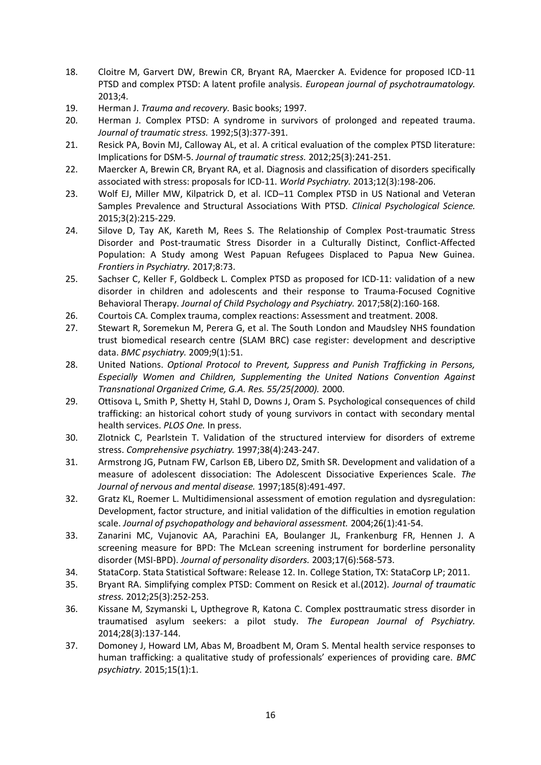18. Cloitre M, Garvert DW, Brewin CR, Bryant RA, Maercker A. Evidence for proposed ICD-11 PTSD and complex PTSD: A latent profile analysis. *European journal of psychotraumatology.* 2013;4.
19. Herman J. *Trauma and recovery.* Basic books; 1997.
20. Herman J. Complex PTSD: A syndrome in survivors of prolonged and repeated trauma. *Journal of traumatic stress.* 1992;5(3):377-391.
21. Resick PA, Bovin MJ, Calloway AL, et al. A critical evaluation of the complex PTSD literature: Implications for DSM-5. *Journal of traumatic stress.* 2012;25(3):241-251.
22. Maercker A, Brewin CR, Bryant RA, et al. Diagnosis and classification of disorders specifically associated with stress: proposals for ICD-11. *World Psychiatry.* 2013;12(3):198-206.
23. Wolf EJ, Miller MW, Kilpatrick D, et al. ICD–11 Complex PTSD in US National and Veteran Samples Prevalence and Structural Associations With PTSD. *Clinical Psychological Science.* 2015;3(2):215-229.
24. Silove D, Tay AK, Kareth M, Rees S. The Relationship of Complex Post-traumatic Stress Disorder and Post-traumatic Stress Disorder in a Culturally Distinct, Conflict-Affected Population: A Study among West Papuan Refugees Displaced to Papua New Guinea. *Frontiers in Psychiatry.* 2017;8:73.
25. Sachser C, Keller F, Goldbeck L. Complex PTSD as proposed for ICD-11: validation of a new disorder in children and adolescents and their response to Trauma-Focused Cognitive Behavioral Therapy. *Journal of Child Psychology and Psychiatry.* 2017;58(2):160-168.
26. Courtois CA. Complex trauma, complex reactions: Assessment and treatment. 2008.
27. Stewart R, Soremekun M, Perera G, et al. The South London and Maudsley NHS foundation trust biomedical research centre (SLAM BRC) case register: development and descriptive data. *BMC psychiatry.* 2009;9(1):51.
28. United Nations. *Optional Protocol to Prevent, Suppress and Punish Trafficking in Persons, Especially Women and Children, Supplementing the United Nations Convention Against Transnational Organized Crime, G.A. Res. 55/25(2000).* 2000.
29. Ottisova L, Smith P, Shetty H, Stahl D, Downs J, Oram S. Psychological consequences of child trafficking: an historical cohort study of young survivors in contact with secondary mental health services. *PLOS One.* In press.
30. Zlotnick C, Pearlstein T. Validation of the structured interview for disorders of extreme stress. *Comprehensive psychiatry.* 1997;38(4):243-247.
31. Armstrong JG, Putnam FW, Carlson EB, Libero DZ, Smith SR. Development and validation of a measure of adolescent dissociation: The Adolescent Dissociative Experiences Scale. *The Journal of nervous and mental disease.* 1997;185(8):491-497.
32. Gratz KL, Roemer L. Multidimensional assessment of emotion regulation and dysregulation: Development, factor structure, and initial validation of the difficulties in emotion regulation scale. *Journal of psychopathology and behavioral assessment.* 2004;26(1):41-54.
33. Zanarini MC, Vujanovic AA, Parachini EA, Boulanger JL, Frankenburg FR, Hennen J. A screening measure for BPD: The McLean screening instrument for borderline personality disorder (MSI-BPD). *Journal of personality disorders.* 2003;17(6):568-573.
34. StataCorp. Stata Statistical Software: Release 12. In. College Station, TX: StataCorp LP; 2011.
35. Bryant RA. Simplifying complex PTSD: Comment on Resick et al.(2012). *Journal of traumatic stress.* 2012;25(3):252-253.
36. Kissane M, Szymanski L, Upthegrove R, Katona C. Complex posttraumatic stress disorder in traumatised asylum seekers: a pilot study. *The European Journal of Psychiatry.* 2014;28(3):137-144.
37. Domoney J, Howard LM, Abas M, Broadbent M, Oram S. Mental health service responses to human trafficking: a qualitative study of professionals' experiences of providing care. *BMC psychiatry.* 2015;15(1):1.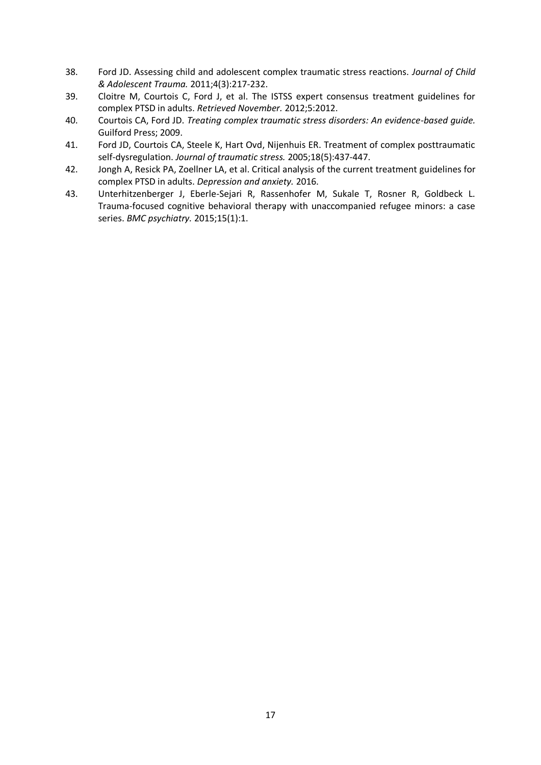38. Ford JD. Assessing child and adolescent complex traumatic stress reactions. *Journal of Child & Adolescent Trauma.* 2011;4(3):217-232.
39. Cloitre M, Courtois C, Ford J, et al. The ISTSS expert consensus treatment guidelines for complex PTSD in adults. *Retrieved November.* 2012;5:2012.
40. Courtois CA, Ford JD. *Treating complex traumatic stress disorders: An evidence-based guide.* Guilford Press; 2009.
41. Ford JD, Courtois CA, Steele K, Hart Ovd, Nijenhuis ER. Treatment of complex posttraumatic self-dysregulation. *Journal of traumatic stress.* 2005;18(5):437-447.
42. Jongh A, Resick PA, Zoellner LA, et al. Critical analysis of the current treatment guidelines for complex PTSD in adults. *Depression and anxiety.* 2016.
43. Unterhitzenberger J, Eberle-Sejari R, Rassenhofer M, Sukale T, Rosner R, Goldbeck L. Trauma-focused cognitive behavioral therapy with unaccompanied refugee minors: a case series. *BMC psychiatry.* 2015;15(1):1.